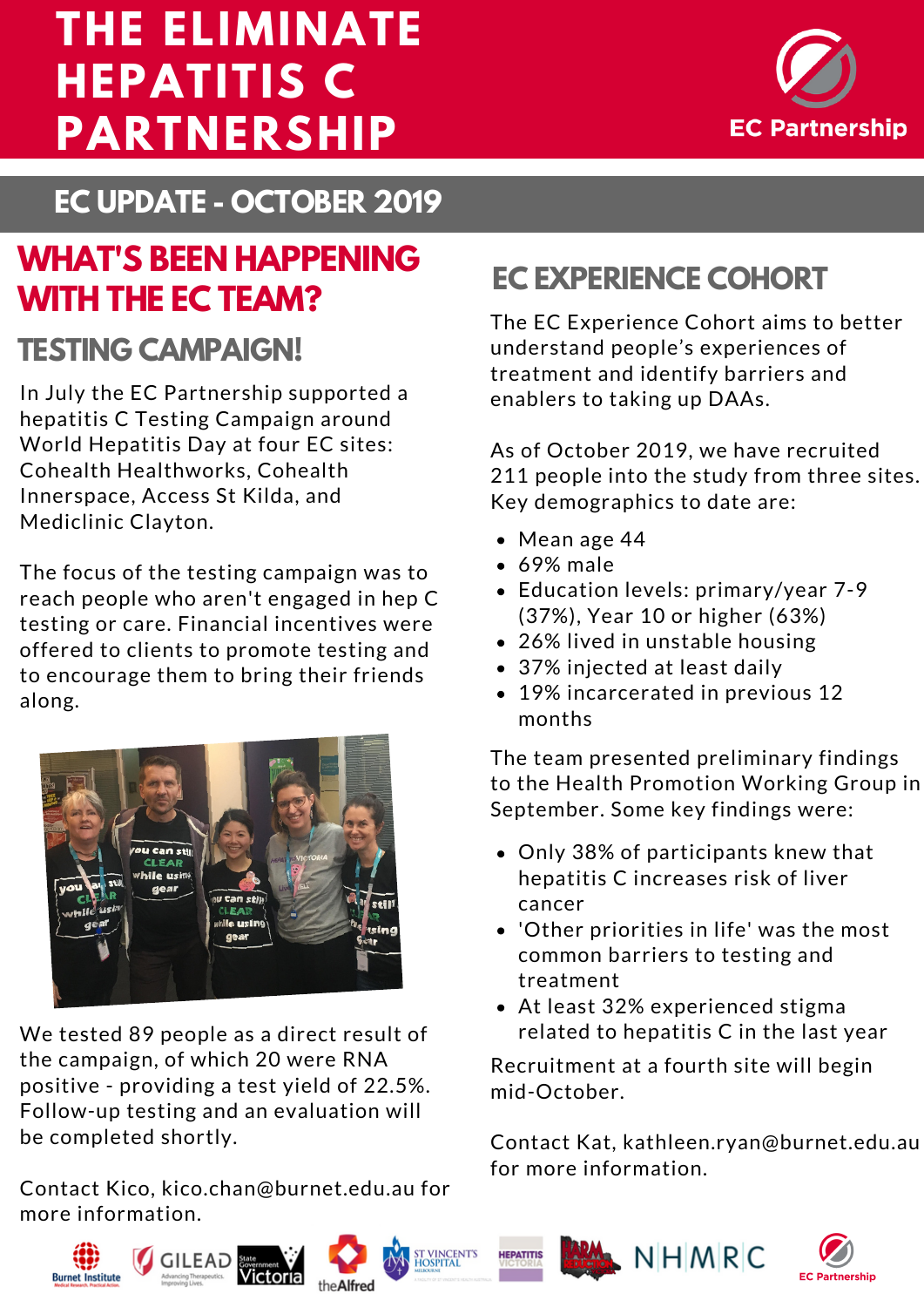# THE ELIMINATE HEPATITIS C PARTNERSHIP

EC Partnership

## EC UPDATE - OCTOBER 2019

## WHAT'S BEEN HAPPENING WITH THE EC TEAM?

### TESTING CAMPAIGN!

In July the EC Partnership supported a hepatitis C Testing Campaign around World Hepatitis Day at four EC sites: Cohealth Healthworks, Cohealth Innerspace, Access St Kilda, and Mediclinic Clayton.

The focus of the testing campaign was to reach people who aren't engaged in hep C testing or care. Financial incentives were offered to clients to promote testing and to encourage them to bring their friends along.

We tested 89 people as a direct result of the campaign, of which 20 were RNA positive - providing a test yield of 22.5%. Follow-up testing and an evaluation will be completed shortly.

Contact Kico, kico.chan@burnet.edu.au for more information.

## EC EXPERIENCE COHORT

The EC Experience Cohort aims to better understand people's experiences of treatment and identify barriers and enablers to taking up DAAs.

As of October 2019, we have recruited 211 people into the study from three sites. Key demographics to date are:

- Mean age 44
- 69% male
- Education levels: primary/year 7-9 (37%), Year 10 or higher (63%)
- 26% lived in unstable housing
- 37% injected at least daily
- 19% incarcerated in previous 12 months

The team presented preliminary findings to the Health Promotion Working Group in September. Some key findings were:

- Only 38% of participants knew that hepatitis C increases risk of liver cancer
- 'Other priorities in life' was the most common barriers to testing and treatment
- At least 32% experienced stigma related to hepatitis C in the last year

Recruitment at a fourth site will begin mid-October.

Contact Kat, kathleen.ryan@burnet.edu.au for more information.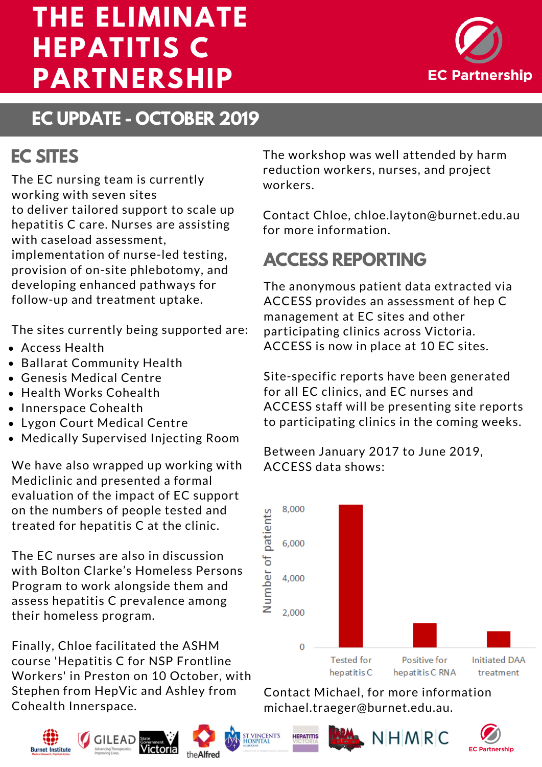# THE ELIMINATE HEPATITIS C PARTNERSHIP

EC Partnership

## EC UPDATE - OCTOBER 2019

## EC SITES

The EC nursing team is currently working with seven sites to deliver tailored support to scale up hepatitis C care. Nurses are assisting with caseload assessment, implementation of nurse-led testing, provision of on-site phlebotomy, and developing enhanced pathways for follow-up and treatment uptake.

The sites currently being supported are:

- Access Health
- Ballarat Community Health
- Genesis Medical Centre
- Health Works Cohealth
- Innerspace Cohealth
- Lygon Court Medical Centre
- Medically Supervised Injecting Room

We have also wrapped up working with Mediclinic and presented a formal evaluation of the impact of EC support on the numbers of people tested and treated for hepatitis C at the clinic.

The EC nurses are also in discussion with Bolton Clarke's Homeless Persons Program to work alongside them and assess hepatitis C prevalence among their homeless program.

Finally, Chloe facilitated the ASHM course 'Hepatitis C for NSP Frontline Workers' in Preston on 10 October, with Stephen from HepVic and Ashley from Cohealth Innerspace.

The workshop was well attended by harm reduction workers, nurses, and project workers.

Contact Chloe, chloe.layton@burnet.edu.au for more information.

## ACCESS REPORTING

The anonymous patient data extracted via ACCESS provides an assessment of hep C management at EC sites and other participating clinics across Victoria. ACCESS is now in place at 10 EC sites.

Site-specific reports have been generated for all EC clinics, and EC nurses and ACCESS staff will be presenting site reports to participating clinics in the coming weeks.

Between January 2017 to June 2019, ACCESS data shows:

Number of patients (y-axis: 0, 2,000, 4,000, 6,000, 8,000)

| Category | Number of patients (approx.) |
|---|---|
| Tested for hepatitis C | ~8,300 |
| Positive for hepatitis C RNA | ~1,400 |
| Initiated DAA treatment | ~900 |

Contact Michael, for more information michael.traeger@burnet.edu.au.

Burnet Institute · GILEAD · State Government Victoria · the Alfred · St Vincent's Hospital Melbourne · Hepatitis Victoria · Harm Reduction Victoria · NHMRC · EC Partnership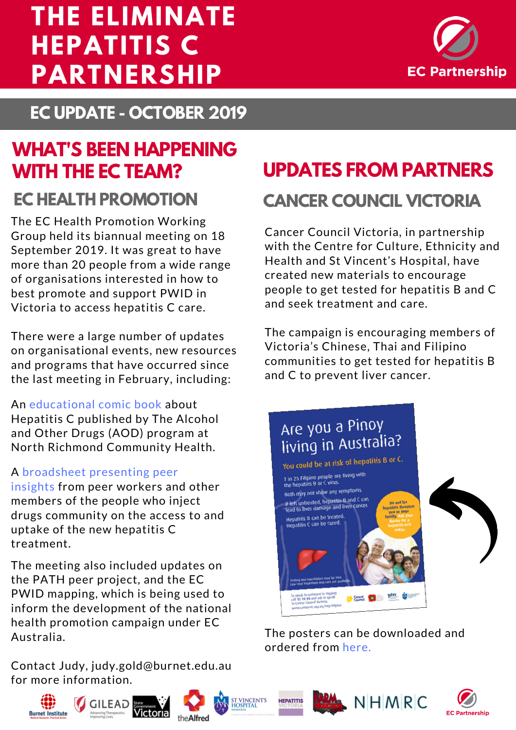# THE ELIMINATE HEPATITIS C PARTNERSHIP

EC Partnership

## EC UPDATE - OCTOBER 2019

## WHAT'S BEEN HAPPENING WITH THE EC TEAM?

### EC HEALTH PROMOTION

The EC Health Promotion Working Group held its biannual meeting on 18 September 2019. It was great to have more than 20 people from a wide range of organisations interested in how to best promote and support PWID in Victoria to access hepatitis C care.

There were a large number of updates on organisational events, new resources and programs that have occurred since the last meeting in February, including:

An educational comic book about Hepatitis C published by The Alcohol and Other Drugs (AOD) program at North Richmond Community Health.

A broadsheet presenting peer insights from peer workers and other members of the people who inject drugs community on the access to and uptake of the new hepatitis C treatment.

The meeting also included updates on the PATH peer project, and the EC PWID mapping, which is being used to inform the development of the national health promotion campaign under EC Australia.

Contact Judy, judy.gold@burnet.edu.au for more information.

## UPDATES FROM PARTNERS

### CANCER COUNCIL VICTORIA

Cancer Council Victoria, in partnership with the Centre for Culture, Ethnicity and Health and St Vincent's Hospital, have created new materials to encourage people to get tested for hepatitis B and C and seek treatment and care.

The campaign is encouraging members of Victoria's Chinese, Thai and Filipino communities to get tested for hepatitis B and C to prevent liver cancer.

The posters can be downloaded and ordered from here.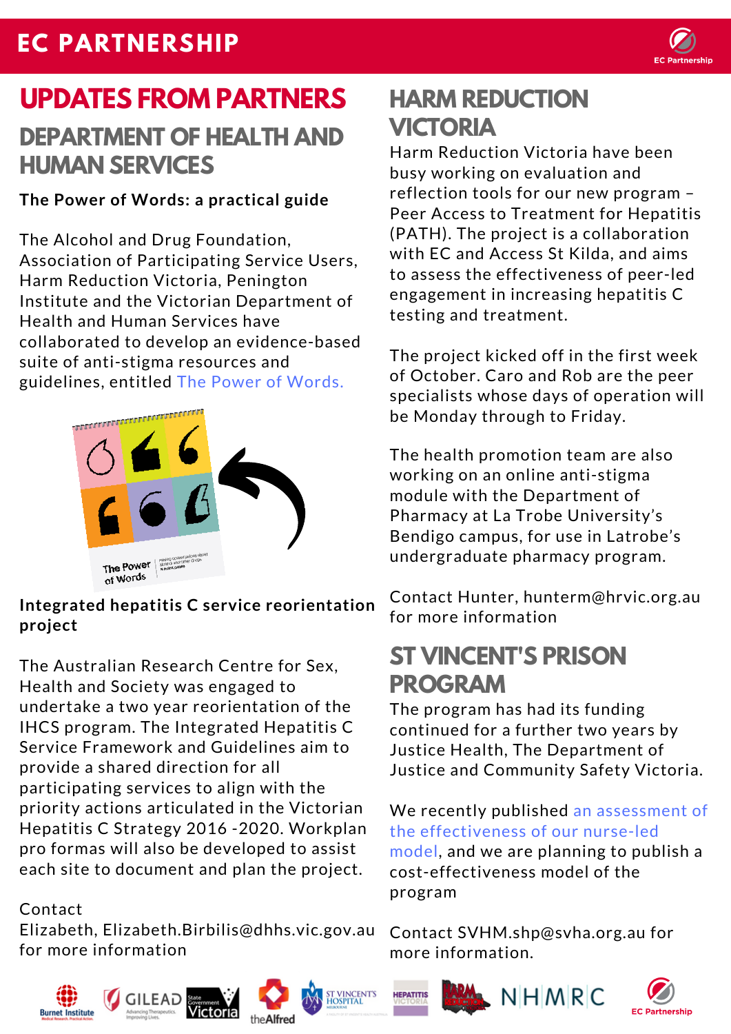# EC PARTNERSHIP

## UPDATES FROM PARTNERS

### DEPARTMENT OF HEALTH AND HUMAN SERVICES

**The Power of Words: a practical guide**

The Alcohol and Drug Foundation, Association of Participating Service Users, Harm Reduction Victoria, Penington Institute and the Victorian Department of Health and Human Services have collaborated to develop an evidence-based suite of anti-stigma resources and guidelines, entitled The Power of Words.

**Integrated hepatitis C service reorientation project**

The Australian Research Centre for Sex, Health and Society was engaged to undertake a two year reorientation of the IHCS program. The Integrated Hepatitis C Service Framework and Guidelines aim to provide a shared direction for all participating services to align with the priority actions articulated in the Victorian Hepatitis C Strategy 2016 -2020. Workplan pro formas will also be developed to assist each site to document and plan the project.

Contact Elizabeth, Elizabeth.Birbilis@dhhs.vic.gov.au for more information

### HARM REDUCTION VICTORIA

Harm Reduction Victoria have been busy working on evaluation and reflection tools for our new program – Peer Access to Treatment for Hepatitis (PATH). The project is a collaboration with EC and Access St Kilda, and aims to assess the effectiveness of peer-led engagement in increasing hepatitis C testing and treatment.

The project kicked off in the first week of October. Caro and Rob are the peer specialists whose days of operation will be Monday through to Friday.

The health promotion team are also working on an online anti-stigma module with the Department of Pharmacy at La Trobe University's Bendigo campus, for use in Latrobe's undergraduate pharmacy program.

Contact Hunter, hunterm@hrvic.org.au for more information

### ST VINCENT'S PRISON PROGRAM

The program has had its funding continued for a further two years by Justice Health, The Department of Justice and Community Safety Victoria.

We recently published an assessment of the effectiveness of our nurse-led model, and we are planning to publish a cost-effectiveness model of the program

Contact SVHM.shp@svha.org.au for more information.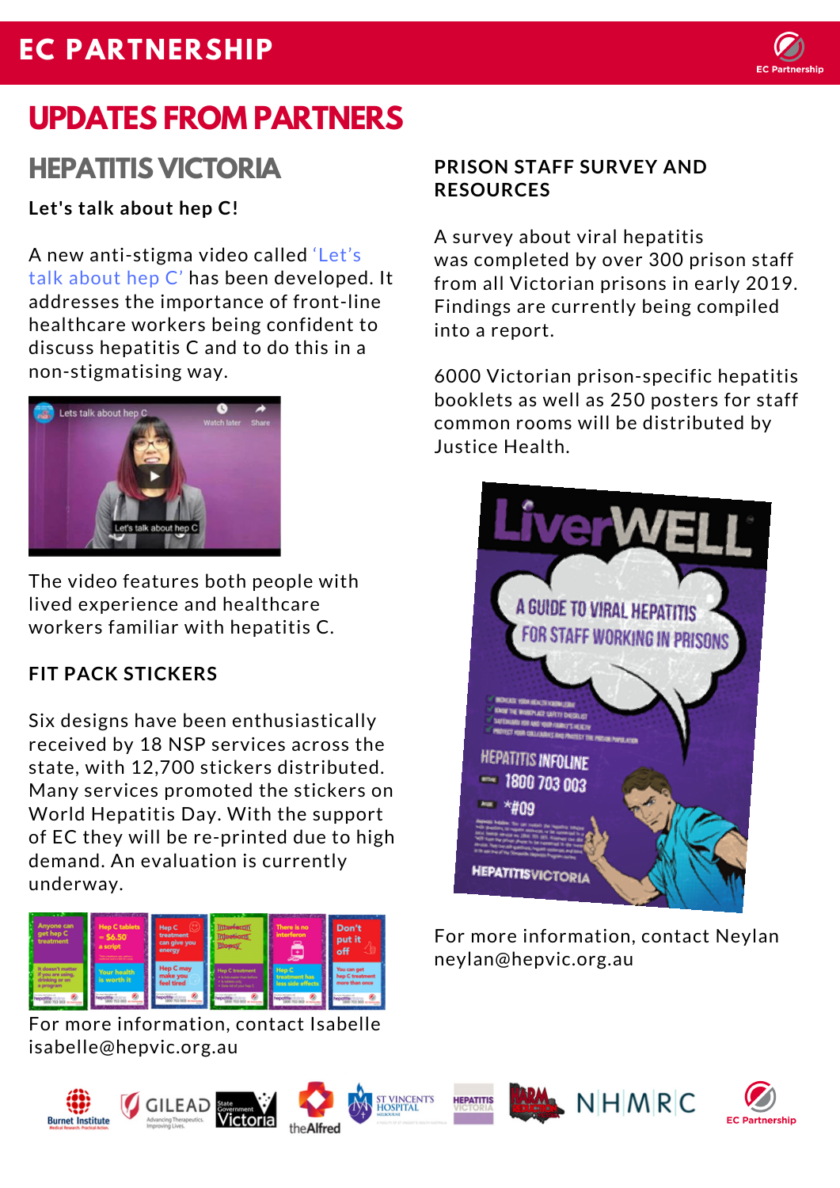# EC PARTNERSHIP

## UPDATES FROM PARTNERS

### HEPATITIS VICTORIA

**Let's talk about hep C!**

A new anti-stigma video called 'Let's talk about hep C' has been developed. It addresses the importance of front-line healthcare workers being confident to discuss hepatitis C and to do this in a non-stigmatising way.

The video features both people with lived experience and healthcare workers familiar with hepatitis C.

**FIT PACK STICKERS**

Six designs have been enthusiastically received by 18 NSP services across the state, with 12,700 stickers distributed. Many services promoted the stickers on World Hepatitis Day. With the support of EC they will be re-printed due to high demand. An evaluation is currently underway.

For more information, contact Isabelle isabelle@hepvic.org.au

**PRISON STAFF SURVEY AND RESOURCES**

A survey about viral hepatitis was completed by over 300 prison staff from all Victorian prisons in early 2019. Findings are currently being compiled into a report.

6000 Victorian prison-specific hepatitis booklets as well as 250 posters for staff common rooms will be distributed by Justice Health.

For more information, contact Neylan neylan@hepvic.org.au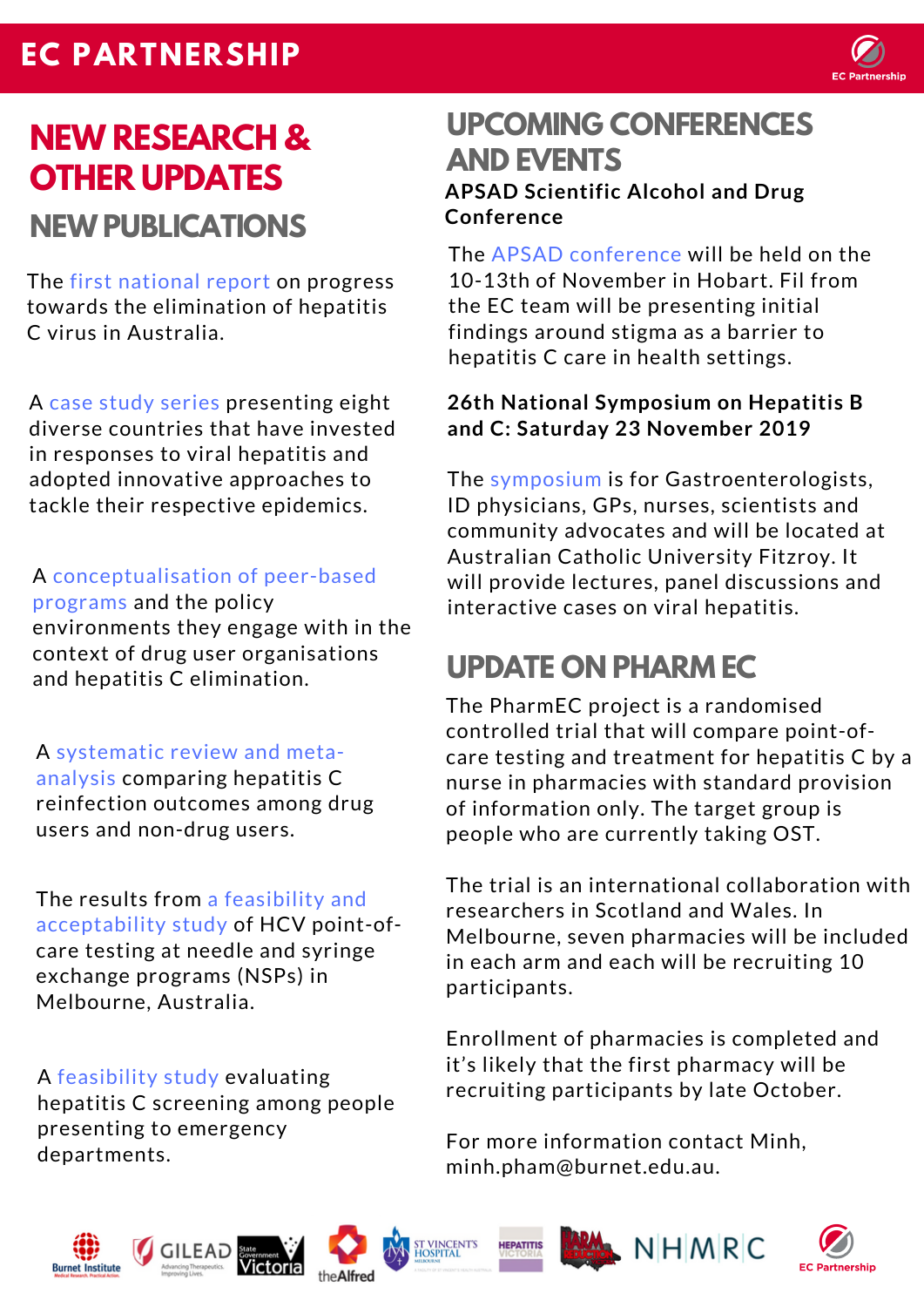# EC PARTNERSHIP

## NEW RESEARCH & OTHER UPDATES

### NEW PUBLICATIONS

The first national report on progress towards the elimination of hepatitis C virus in Australia.

A case study series presenting eight diverse countries that have invested in responses to viral hepatitis and adopted innovative approaches to tackle their respective epidemics.

A conceptualisation of peer-based programs and the policy environments they engage with in the context of drug user organisations and hepatitis C elimination.

A systematic review and meta-analysis comparing hepatitis C reinfection outcomes among drug users and non-drug users.

The results from a feasibility and acceptability study of HCV point-of-care testing at needle and syringe exchange programs (NSPs) in Melbourne, Australia.

A feasibility study evaluating hepatitis C screening among people presenting to emergency departments.

## UPCOMING CONFERENCES AND EVENTS

**APSAD Scientific Alcohol and Drug Conference**

The APSAD conference will be held on the 10-13th of November in Hobart. Fil from the EC team will be presenting initial findings around stigma as a barrier to hepatitis C care in health settings.

**26th National Symposium on Hepatitis B and C: Saturday 23 November 2019**

The symposium is for Gastroenterologists, ID physicians, GPs, nurses, scientists and community advocates and will be located at Australian Catholic University Fitzroy. It will provide lectures, panel discussions and interactive cases on viral hepatitis.

## UPDATE ON PHARM EC

The PharmEC project is a randomised controlled trial that will compare point-of-care testing and treatment for hepatitis C by a nurse in pharmacies with standard provision of information only. The target group is people who are currently taking OST.

The trial is an international collaboration with researchers in Scotland and Wales. In Melbourne, seven pharmacies will be included in each arm and each will be recruiting 10 participants.

Enrollment of pharmacies is completed and it's likely that the first pharmacy will be recruiting participants by late October.

For more information contact Minh, minh.pham@burnet.edu.au.